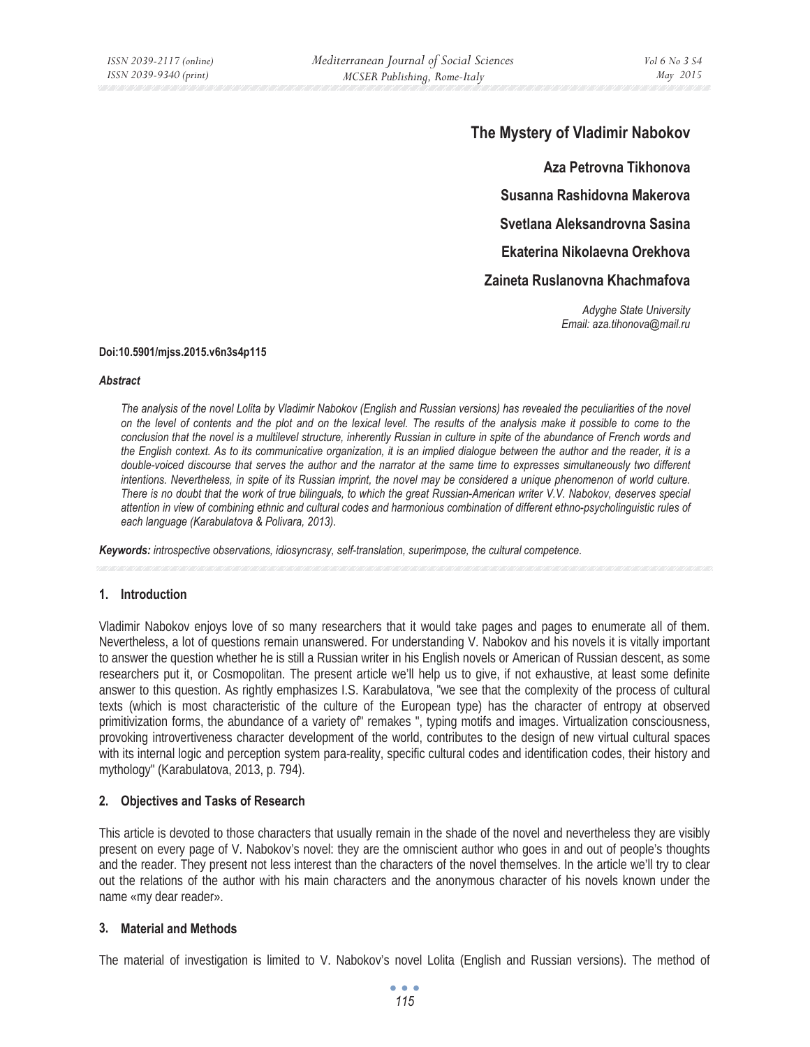# The Mystery of Vladimir Nabokov

**Aza Petrovna Tikhonova**

**Susanna Rashidovna Makerova**

**Svetlana Aleksandrovna Sasina**

**Ekaterina Nikolaevna Orekhova**

**Zaineta Ruslanovna Khachmafova**

*Adyghe State University*
*Email: aza.tihonova@mail.ru*

**Doi:10.5901/mjss.2015.v6n3s4p115**

***Abstract***

*The analysis of the novel Lolita by Vladimir Nabokov (English and Russian versions) has revealed the peculiarities of the novel on the level of contents and the plot and on the lexical level. The results of the analysis make it possible to come to the conclusion that the novel is a multilevel structure, inherently Russian in culture in spite of the abundance of French words and the English context. As to its communicative organization, it is an implied dialogue between the author and the reader, it is a double-voiced discourse that serves the author and the narrator at the same time to expresses simultaneously two different intentions. Nevertheless, in spite of its Russian imprint, the novel may be considered a unique phenomenon of world culture. There is no doubt that the work of true bilinguals, to which the great Russian-American writer V.V. Nabokov, deserves special attention in view of combining ethnic and cultural codes and harmonious combination of different ethno-psycholinguistic rules of each language (Karabulatova & Polivara, 2013).*

***Keywords:*** *introspective observations, idiosyncrasy, self-translation, superimpose, the cultural competence.*

## 1. Introduction

Vladimir Nabokov enjoys love of so many researchers that it would take pages and pages to enumerate all of them. Nevertheless, a lot of questions remain unanswered. For understanding V. Nabokov and his novels it is vitally important to answer the question whether he is still a Russian writer in his English novels or American of Russian descent, as some researchers put it, or Cosmopolitan. The present article we'll help us to give, if not exhaustive, at least some definite answer to this question. As rightly emphasizes I.S. Karabulatova, "we see that the complexity of the process of cultural texts (which is most characteristic of the culture of the European type) has the character of entropy at observed primitivization forms, the abundance of a variety of" remakes ", typing motifs and images. Virtualization consciousness, provoking introvertiveness character development of the world, contributes to the design of new virtual cultural spaces with its internal logic and perception system para-reality, specific cultural codes and identification codes, their history and mythology" (Karabulatova, 2013, p. 794).

## 2. Objectives and Tasks of Research

This article is devoted to those characters that usually remain in the shade of the novel and nevertheless they are visibly present on every page of V. Nabokov's novel: they are the omniscient author who goes in and out of people's thoughts and the reader. They present not less interest than the characters of the novel themselves. In the article we'll try to clear out the relations of the author with his main characters and the anonymous character of his novels known under the name «my dear reader».

## 3. Material and Methods

The material of investigation is limited to V. Nabokov's novel Lolita (English and Russian versions). The method of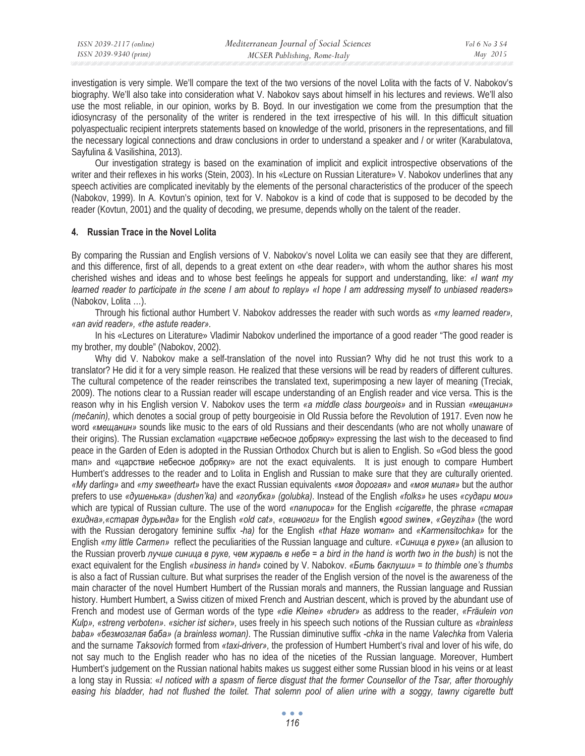investigation is very simple. We'll compare the text of the two versions of the novel Lolita with the facts of V. Nabokov's biography. We'll also take into consideration what V. Nabokov says about himself in his lectures and reviews. We'll also use the most reliable, in our opinion, works by B. Boyd. In our investigation we come from the presumption that the idiosyncrasy of the personality of the writer is rendered in the text irrespective of his will. In this difficult situation polyaspectualic recipient interprets statements based on knowledge of the world, prisoners in the representations, and fill the necessary logical connections and draw conclusions in order to understand a speaker and / or writer (Karabulatova, Sayfulina & Vasilishina, 2013).

Our investigation strategy is based on the examination of implicit and explicit introspective observations of the writer and their reflexes in his works (Stein, 2003). In his «Lecture on Russian Literature» V. Nabokov underlines that any speech activities are complicated inevitably by the elements of the personal characteristics of the producer of the speech (Nabokov, 1999). In A. Kovtun's opinion, text for V. Nabokov is a kind of code that is supposed to be decoded by the reader (Kovtun, 2001) and the quality of decoding, we presume, depends wholly on the talent of the reader.

## 4. Russian Trace in the Novel Lolita

By comparing the Russian and English versions of V. Nabokov's novel Lolita we can easily see that they are different, and this difference, first of all, depends to a great extent on «the dear reader», with whom the author shares his most cherished wishes and ideas and to whose best feelings he appeals for support and understanding, like: *«I want my learned reader to participate in the scene I am about to replay» «I hope I am addressing myself to unbiased readers»* (Nabokov, Lolita …).

Through his fictional author Humbert V. Nabokov addresses the reader with such words as *«my learned reader», «an avid reader», «the astute reader»*.

In his «Lectures on Literature» Vladimir Nabokov underlined the importance of a good reader "The good reader is my brother, my double" (Nabokov, 2002).

Why did V. Nabokov make a self-translation of the novel into Russian? Why did he not trust this work to a translator? He did it for a very simple reason. He realized that these versions will be read by readers of different cultures. The cultural competence of the reader reinscribes the translated text, superimposing a new layer of meaning (Treciak, 2009). The notions clear to a Russian reader will escape understanding of an English reader and vice versa. This is the reason why in his English version V. Nabokov uses the term *«a middle class bourgeois»* and in Russian *«мещанин» (meĉanin),* which denotes a social group of petty bourgeoisie in Old Russia before the Revolution of 1917. Even now he word *«мещанин»* sounds like music to the ears of old Russians and their descendants (who are not wholly unaware of their origins). The Russian exclamation «царствие небесное добряку» expressing the last wish to the deceased to find peace in the Garden of Eden is adopted in the Russian Orthodox Church but is alien to English. So «God bless the good man» and «царствие небесное добряку» are not the exact equivalents. It is just enough to compare Humbert Humbert's addresses to the reader and to Lolita in English and Russian to make sure that they are culturally oriented. *«My darling»* and *«my sweetheart»* have the exact Russian equivalents *«моя дорогая»* and *«моя милая»* but the author prefers to use *«душенька» (dushen'ka)* and *«голубка» (golubka)*. Instead of the English *«folks»* he uses *«судари мои»* which are typical of Russian culture. The use of the word *«папироса»* for the English *«cigarette»*, the phrase *«старая ехидна»,«старая дурында»* for the English *«old cat»*, *«свинюги»* for the English **«***good swine***»**, *«Geyziha»* (the word with the Russian derogatory feminine suffix *-ha)* for the English *«that Haze woman»* and *«Karmensitochka»* for the English *«my little Carmen»* reflect the peculiarities of the Russian language and culture. *«Синица в руке»* (an allusion to the Russian proverb *лучше синица в руке, чем журавль в небе = a bird in the hand is worth two in the bush)* is not the exact equivalent for the English *«business in hand»* coined by V. Nabokov. *«Бить баклуши» = to thimble one's thumbs* is also a fact of Russian culture. But what surprises the reader of the English version of the novel is the awareness of the main character of the novel Humbert Humbert of the Russian morals and manners, the Russian language and Russian history. Humbert Humbert, a Swiss citizen of mixed French and Austrian descent, which is proved by the abundant use of French and modest use of German words of the type *«die Kleine» «bruder»* as address to the reader, *«Fräulein von Kulp», «streng verboten». «sicher ist sicher»,* uses freely in his speech such notions of the Russian culture as *«brainless baba» «безмозглая баба» (a brainless woman)*. The Russian diminutive suffix *-chka* in the name *Valechka* from Valeria and the surname *Taksovich* formed from *«taxi-driver»*, the profession of Humbert Humbert's rival and lover of his wife, do not say much to the English reader who has no idea of the niceties of the Russian language. Moreover, Humbert Humbert's judgement on the Russian national habits makes us suggest either some Russian blood in his veins or at least a long stay in Russia: «*I noticed with a spasm of fierce disgust that the former Counsellor of the Tsar, after thoroughly easing his bladder, had not flushed the toilet. That solemn pool of alien urine with a soggy, tawny cigarette butt*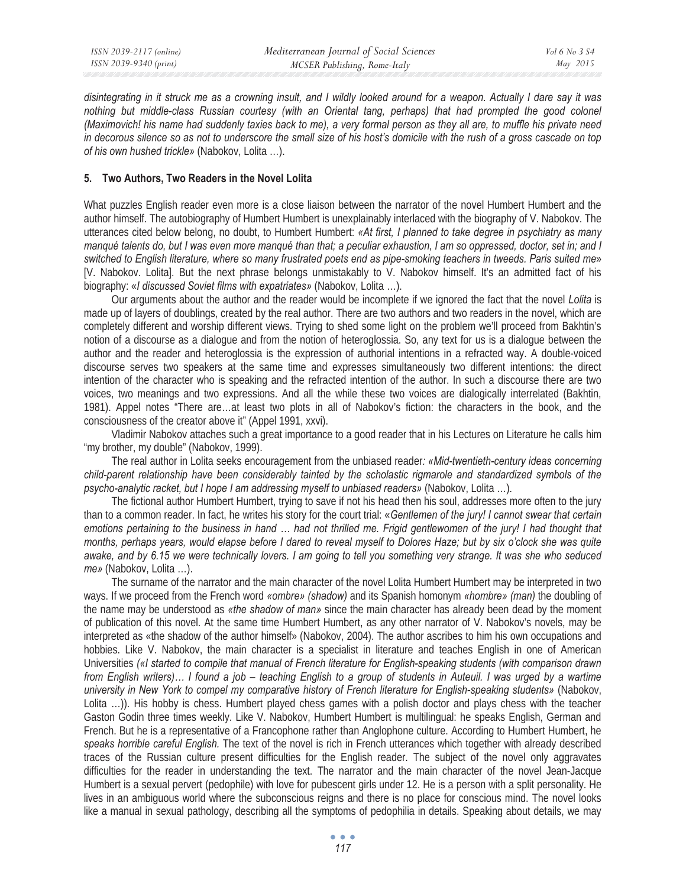*disintegrating in it struck me as a crowning insult, and I wildly looked around for a weapon. Actually I dare say it was nothing but middle-class Russian courtesy (with an Oriental tang, perhaps) that had prompted the good colonel (Maximovich! his name had suddenly taxies back to me), a very formal person as they all are, to muffle his private need in decorous silence so as not to underscore the small size of his host's domicile with the rush of a gross cascade on top of his own hushed trickle»* (Nabokov, Lolita …).

## 5. Two Authors, Two Readers in the Novel Lolita

What puzzles English reader even more is a close liaison between the narrator of the novel Humbert Humbert and the author himself. The autobiography of Humbert Humbert is unexplainably interlaced with the biography of V. Nabokov. The utterances cited below belong, no doubt, to Humbert Humbert: *«At first, I planned to take degree in psychiatry as many manqué talents do, but I was even more manqué than that; a peculiar exhaustion, I am so oppressed, doctor, set in; and I switched to English literature, where so many frustrated poets end as pipe-smoking teachers in tweeds. Paris suited me»* [V. Nabokov. Lolita]. But the next phrase belongs unmistakably to V. Nabokov himself. It's an admitted fact of his biography: «*I discussed Soviet films with expatriates»* (Nabokov, Lolita …).

Our arguments about the author and the reader would be incomplete if we ignored the fact that the novel *Lolita* is made up of layers of doublings, created by the real author. There are two authors and two readers in the novel, which are completely different and worship different views. Trying to shed some light on the problem we'll proceed from Bakhtin's notion of a discourse as a dialogue and from the notion of heteroglossia. So, any text for us is a dialogue between the author and the reader and heteroglossia is the expression of authorial intentions in a refracted way. A double-voiced discourse serves two speakers at the same time and expresses simultaneously two different intentions: the direct intention of the character who is speaking and the refracted intention of the author. In such a discourse there are two voices, two meanings and two expressions. And all the while these two voices are dialogically interrelated (Bakhtin, 1981). Appel notes "There are…at least two plots in all of Nabokov's fiction: the characters in the book, and the consciousness of the creator above it" (Appel 1991, xxvi).

Vladimir Nabokov attaches such a great importance to a good reader that in his Lectures on Literature he calls him "my brother, my double" (Nabokov, 1999).

The real author in Lolita seeks encouragement from the unbiased reader*: «Mid-twentieth-century ideas concerning child-parent relationship have been considerably tainted by the scholastic rigmarole and standardized symbols of the psycho-analytic racket, but I hope I am addressing myself to unbiased readers»* (Nabokov, Lolita …).

The fictional author Humbert Humbert, trying to save if not his head then his soul, addresses more often to the jury than to a common reader. In fact, he writes his story for the court trial: «*Gentlemen of the jury! I cannot swear that certain emotions pertaining to the business in hand … had not thrilled me. Frigid gentlewomen of the jury! I had thought that months, perhaps years, would elapse before I dared to reveal myself to Dolores Haze; but by six o'clock she was quite awake, and by 6.15 we were technically lovers. I am going to tell you something very strange. It was she who seduced me»* (Nabokov, Lolita …).

The surname of the narrator and the main character of the novel Lolita Humbert Humbert may be interpreted in two ways. If we proceed from the French word *«ombre» (shadow)* and its Spanish homonym *«hombre» (man)* the doubling of the name may be understood as *«the shadow of man»* since the main character has already been dead by the moment of publication of this novel. At the same time Humbert Humbert, as any other narrator of V. Nabokov's novels, may be interpreted as «the shadow of the author himself» (Nabokov, 2004). The author ascribes to him his own occupations and hobbies. Like V. Nabokov, the main character is a specialist in literature and teaches English in one of American Universities *(«I started to compile that manual of French literature for English-speaking students (with comparison drawn from English writers)… I found a job – teaching English to a group of students in Auteuil. I was urged by a wartime university in New York to compel my comparative history of French literature for English-speaking students»* (Nabokov, Lolita …)). His hobby is chess. Humbert played chess games with a polish doctor and plays chess with the teacher Gaston Godin three times weekly. Like V. Nabokov, Humbert Humbert is multilingual: he speaks English, German and French. But he is a representative of a Francophone rather than Anglophone culture. According to Humbert Humbert, he *speaks horrible careful English.* The text of the novel is rich in French utterances which together with already described traces of the Russian culture present difficulties for the English reader. The subject of the novel only aggravates difficulties for the reader in understanding the text. The narrator and the main character of the novel Jean-Jacque Humbert is a sexual pervert (pedophile) with love for pubescent girls under 12. He is a person with a split personality. He lives in an ambiguous world where the subconscious reigns and there is no place for conscious mind. The novel looks like a manual in sexual pathology, describing all the symptoms of pedophilia in details. Speaking about details, we may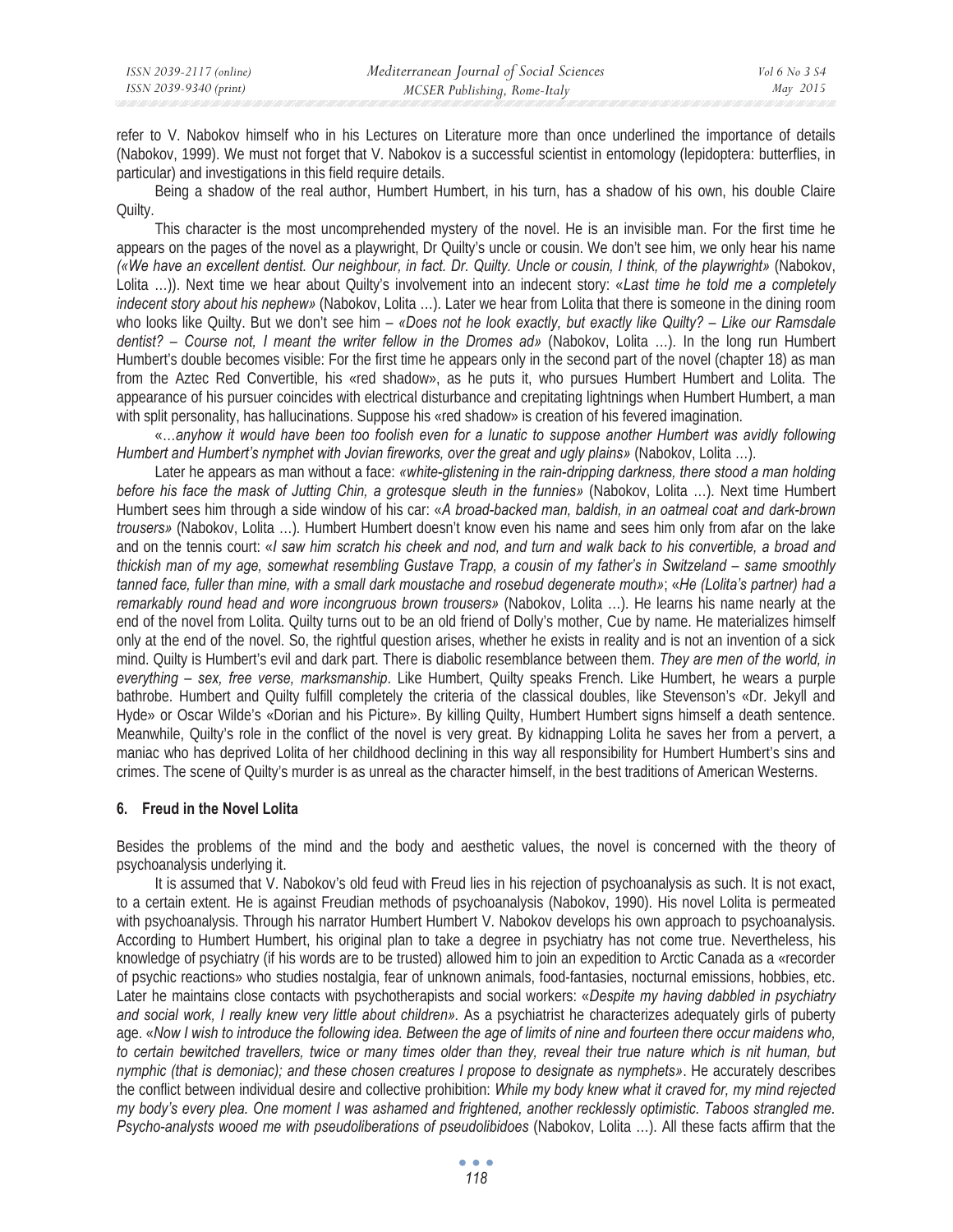refer to V. Nabokov himself who in his Lectures on Literature more than once underlined the importance of details (Nabokov, 1999). We must not forget that V. Nabokov is a successful scientist in entomology (lepidoptera: butterflies, in particular) and investigations in this field require details.

Being a shadow of the real author, Humbert Humbert, in his turn, has a shadow of his own, his double Claire Quilty.

This character is the most uncomprehended mystery of the novel. He is an invisible man. For the first time he appears on the pages of the novel as a playwright, Dr Quilty's uncle or cousin. We don't see him, we only hear his name *(«We have an excellent dentist. Our neighbour, in fact. Dr. Quilty. Uncle or cousin, I think, of the playwright»* (Nabokov, Lolita …)). Next time we hear about Quilty's involvement into an indecent story: «*Last time he told me a completely indecent story about his nephew»* (Nabokov, Lolita …). Later we hear from Lolita that there is someone in the dining room who looks like Quilty. But we don't see him – *«Does not he look exactly, but exactly like Quilty? – Like our Ramsdale dentist? – Course not, I meant the writer fellow in the Dromes ad»* (Nabokov, Lolita …). In the long run Humbert Humbert's double becomes visible: For the first time he appears only in the second part of the novel (chapter 18) as man from the Aztec Red Convertible, his «red shadow», as he puts it, who pursues Humbert Humbert and Lolita. The appearance of his pursuer coincides with electrical disturbance and crepitating lightnings when Humbert Humbert, a man with split personality, has hallucinations. Suppose his «red shadow» is creation of his fevered imagination.

«*…anyhow it would have been too foolish even for a lunatic to suppose another Humbert was avidly following Humbert and Humbert's nymphet with Jovian fireworks, over the great and ugly plains»* (Nabokov, Lolita …).

Later he appears as man without a face: *«white-glistening in the rain-dripping darkness, there stood a man holding before his face the mask of Jutting Chin, a grotesque sleuth in the funnies»* (Nabokov, Lolita …). Next time Humbert Humbert sees him through a side window of his car: «*A broad-backed man, baldish, in an oatmeal coat and dark-brown trousers»* (Nabokov, Lolita …). Humbert Humbert doesn't know even his name and sees him only from afar on the lake and on the tennis court: «*I saw him scratch his cheek and nod, and turn and walk back to his convertible, a broad and thickish man of my age, somewhat resembling Gustave Trapp, a cousin of my father's in Switzerland – same smoothly tanned face, fuller than mine, with a small dark moustache and rosebud degenerate mouth»*; «*He (Lolita's partner) had a remarkably round head and wore incongruous brown trousers»* (Nabokov, Lolita …). He learns his name nearly at the end of the novel from Lolita. Quilty turns out to be an old friend of Dolly's mother, Cue by name. He materializes himself only at the end of the novel. So, the rightful question arises, whether he exists in reality and is not an invention of a sick mind. Quilty is Humbert's evil and dark part. There is diabolic resemblance between them. *They are men of the world, in everything – sex, free verse, marksmanship*. Like Humbert, Quilty speaks French. Like Humbert, he wears a purple bathrobe. Humbert and Quilty fulfill completely the criteria of the classical doubles, like Stevenson's «Dr. Jekyll and Hyde» or Oscar Wilde's «Dorian and his Picture». By killing Quilty, Humbert Humbert signs himself a death sentence. Meanwhile, Quilty's role in the conflict of the novel is very great. By kidnapping Lolita he saves her from a pervert, a maniac who has deprived Lolita of her childhood declining in this way all responsibility for Humbert Humbert's sins and crimes. The scene of Quilty's murder is as unreal as the character himself, in the best traditions of American Westerns.

## 6. Freud in the Novel Lolita

Besides the problems of the mind and the body and aesthetic values, the novel is concerned with the theory of psychoanalysis underlying it.

It is assumed that V. Nabokov's old feud with Freud lies in his rejection of psychoanalysis as such. It is not exact, to a certain extent. He is against Freudian methods of psychoanalysis (Nabokov, 1990). His novel Lolita is permeated with psychoanalysis. Through his narrator Humbert Humbert V. Nabokov develops his own approach to psychoanalysis. According to Humbert Humbert, his original plan to take a degree in psychiatry has not come true. Nevertheless, his knowledge of psychiatry (if his words are to be trusted) allowed him to join an expedition to Arctic Canada as a «recorder of psychic reactions» who studies nostalgia, fear of unknown animals, food-fantasies, nocturnal emissions, hobbies, etc. Later he maintains close contacts with psychotherapists and social workers: «*Despite my having dabbled in psychiatry and social work, I really knew very little about children»*. As a psychiatrist he characterizes adequately girls of puberty age. «*Now I wish to introduce the following idea. Between the age of limits of nine and fourteen there occur maidens who, to certain bewitched travellers, twice or many times older than they, reveal their true nature which is nit human, but nymphic (that is demoniac); and these chosen creatures I propose to designate as nymphets»*. He accurately describes the conflict between individual desire and collective prohibition: *While my body knew what it craved for, my mind rejected my body's every plea. One moment I was ashamed and frightened, another recklessly optimistic. Taboos strangled me. Psycho-analysts wooed me with pseudoliberations of pseudolibidoes* (Nabokov, Lolita …). All these facts affirm that the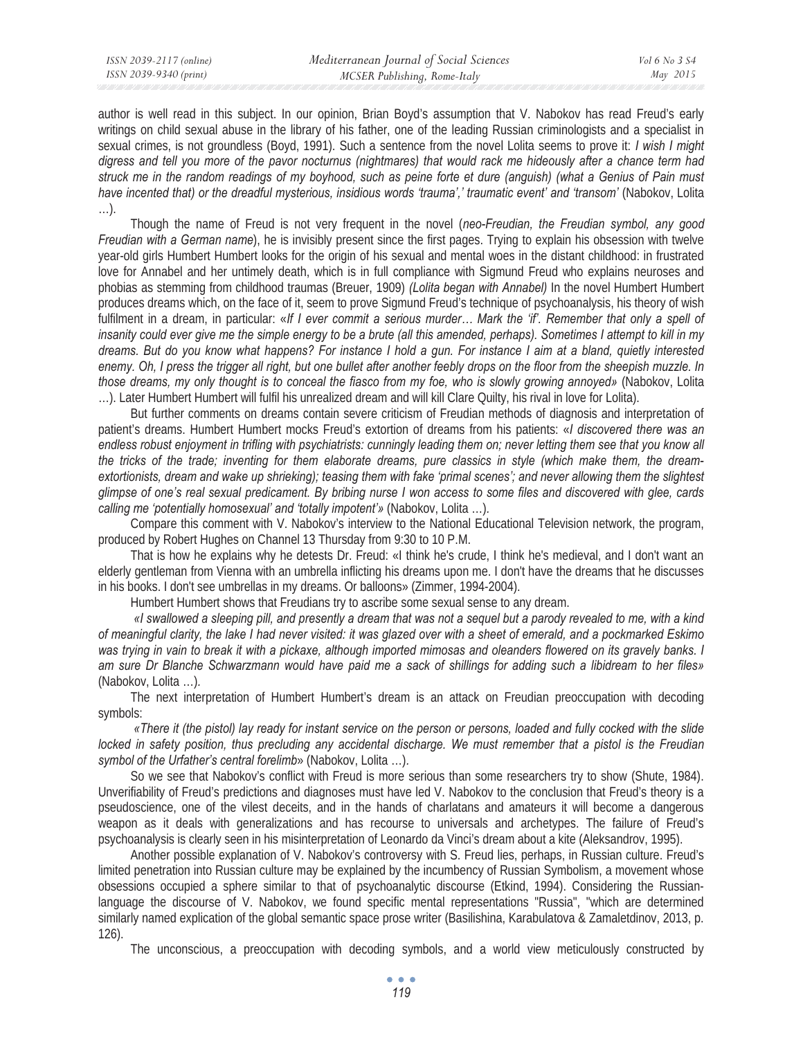author is well read in this subject. In our opinion, Brian Boyd's assumption that V. Nabokov has read Freud's early writings on child sexual abuse in the library of his father, one of the leading Russian criminologists and a specialist in sexual crimes, is not groundless (Boyd, 1991). Such a sentence from the novel Lolita seems to prove it: *I wish I might digress and tell you more of the pavor nocturnus (nightmares) that would rack me hideously after a chance term had struck me in the random readings of my boyhood, such as peine forte et dure (anguish) (what a Genius of Pain must have incented that) or the dreadful mysterious, insidious words 'trauma',' traumatic event' and 'transom'* (Nabokov, Lolita …).

Though the name of Freud is not very frequent in the novel (*neo-Freudian, the Freudian symbol, any good Freudian with a German name*), he is invisibly present since the first pages. Trying to explain his obsession with twelve year-old girls Humbert Humbert looks for the origin of his sexual and mental woes in the distant childhood: in frustrated love for Annabel and her untimely death, which is in full compliance with Sigmund Freud who explains neuroses and phobias as stemming from childhood traumas (Breuer, 1909) *(Lolita began with Annabel)* In the novel Humbert Humbert produces dreams which, on the face of it, seem to prove Sigmund Freud's technique of psychoanalysis, his theory of wish fulfilment in a dream, in particular: «*If I ever commit a serious murder… Mark the 'if'. Remember that only a spell of insanity could ever give me the simple energy to be a brute (all this amended, perhaps). Sometimes I attempt to kill in my dreams. But do you know what happens? For instance I hold a gun. For instance I aim at a bland, quietly interested enemy. Oh, I press the trigger all right, but one bullet after another feebly drops on the floor from the sheepish muzzle. In those dreams, my only thought is to conceal the fiasco from my foe, who is slowly growing annoyed*» (Nabokov, Lolita …). Later Humbert Humbert will fulfil his unrealized dream and will kill Clare Quilty, his rival in love for Lolita).

But further comments on dreams contain severe criticism of Freudian methods of diagnosis and interpretation of patient's dreams. Humbert Humbert mocks Freud's extortion of dreams from his patients: «*I discovered there was an endless robust enjoyment in trifling with psychiatrists: cunningly leading them on; never letting them see that you know all the tricks of the trade; inventing for them elaborate dreams, pure classics in style (which make them, the dream-extortionists, dream and wake up shrieking); teasing them with fake 'primal scenes'; and never allowing them the slightest glimpse of one's real sexual predicament. By bribing nurse I won access to some files and discovered with glee, cards calling me 'potentially homosexual' and 'totally impotent'*» (Nabokov, Lolita …).

Compare this comment with V. Nabokov's interview to the National Educational Television network, the program, produced by Robert Hughes on Channel 13 Thursday from 9:30 to 10 P.M.

That is how he explains why he detests Dr. Freud: «I think he's crude, I think he's medieval, and I don't want an elderly gentleman from Vienna with an umbrella inflicting his dreams upon me. I don't have the dreams that he discusses in his books. I don't see umbrellas in my dreams. Or balloons» (Zimmer, 1994-2004).

Humbert Humbert shows that Freudians try to ascribe some sexual sense to any dream.

*«I swallowed a sleeping pill, and presently a dream that was not a sequel but a parody revealed to me, with a kind of meaningful clarity, the lake I had never visited: it was glazed over with a sheet of emerald, and a pockmarked Eskimo was trying in vain to break it with a pickaxe, although imported mimosas and oleanders flowered on its gravely banks. I am sure Dr Blanche Schwarzmann would have paid me a sack of shillings for adding such a libidream to her files»* (Nabokov, Lolita …).

The next interpretation of Humbert Humbert's dream is an attack on Freudian preoccupation with decoding symbols:

*«There it (the pistol) lay ready for instant service on the person or persons, loaded and fully cocked with the slide locked in safety position, thus precluding any accidental discharge. We must remember that a pistol is the Freudian symbol of the Urfather's central forelimb»* (Nabokov, Lolita …).

So we see that Nabokov's conflict with Freud is more serious than some researchers try to show (Shute, 1984). Unverifiability of Freud's predictions and diagnoses must have led V. Nabokov to the conclusion that Freud's theory is a pseudoscience, one of the vilest deceits, and in the hands of charlatans and amateurs it will become a dangerous weapon as it deals with generalizations and has recourse to universals and archetypes. The failure of Freud's psychoanalysis is clearly seen in his misinterpretation of Leonardo da Vinci's dream about a kite (Aleksandrov, 1995).

Another possible explanation of V. Nabokov's controversy with S. Freud lies, perhaps, in Russian culture. Freud's limited penetration into Russian culture may be explained by the incumbency of Russian Symbolism, a movement whose obsessions occupied a sphere similar to that of psychoanalytic discourse (Etkind, 1994). Considering the Russian-language the discourse of V. Nabokov, we found specific mental representations "Russia", "which are determined similarly named explication of the global semantic space prose writer (Basilishina, Karabulatova & Zamaletdinov, 2013, p. 126).

The unconscious, a preoccupation with decoding symbols, and a world view meticulously constructed by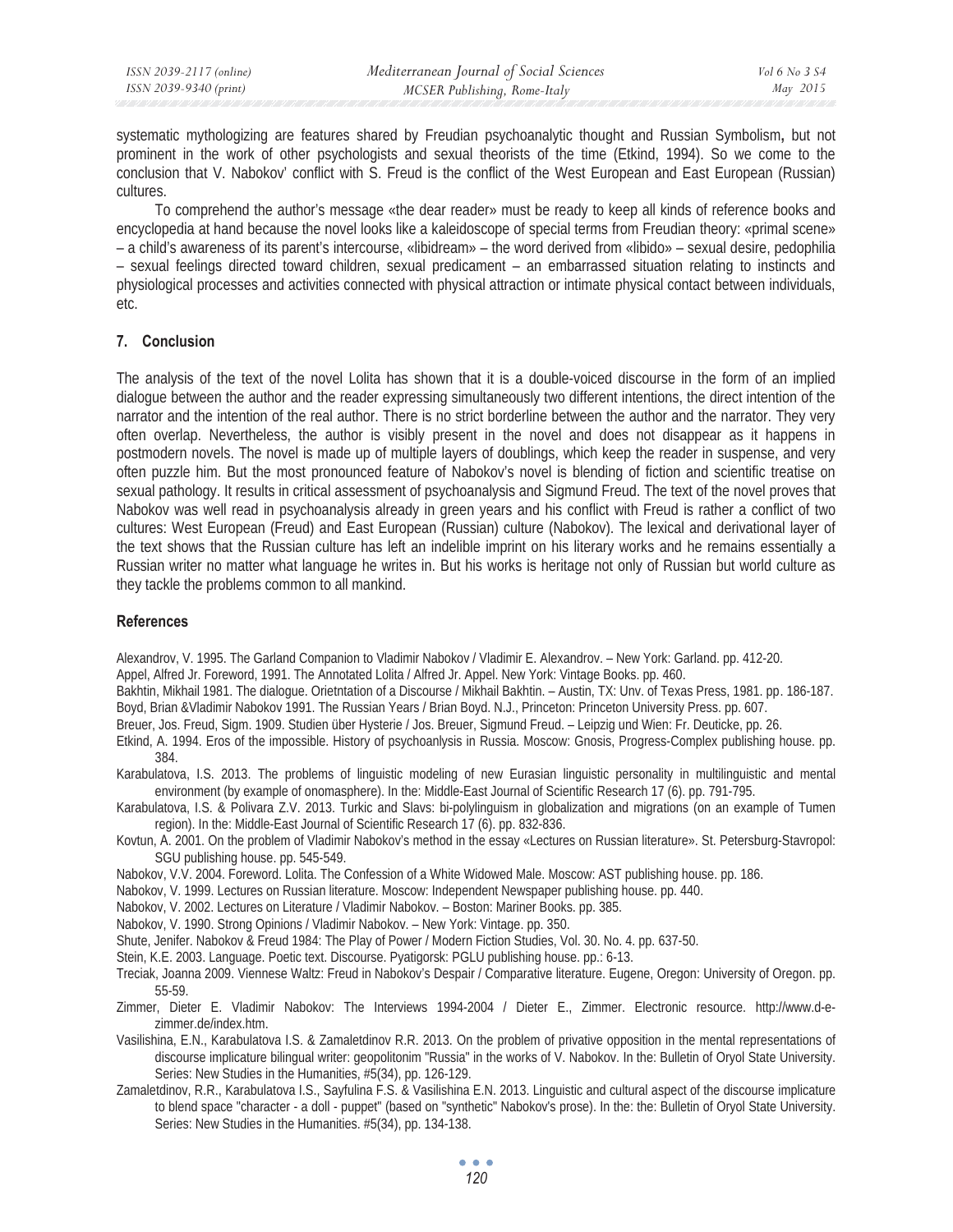systematic mythologizing are features shared by Freudian psychoanalytic thought and Russian Symbolism**,** but not prominent in the work of other psychologists and sexual theorists of the time (Etkind, 1994). So we come to the conclusion that V. Nabokov' conflict with S. Freud is the conflict of the West European and East European (Russian) cultures.

To comprehend the author's message «the dear reader» must be ready to keep all kinds of reference books and encyclopedia at hand because the novel looks like a kaleidoscope of special terms from Freudian theory: «primal scene» – a child's awareness of its parent's intercourse, «libidream» – the word derived from «libido» – sexual desire, pedophilia – sexual feelings directed toward children, sexual predicament – an embarrassed situation relating to instincts and physiological processes and activities connected with physical attraction or intimate physical contact between individuals, etc.

## 7. Conclusion

The analysis of the text of the novel Lolita has shown that it is a double-voiced discourse in the form of an implied dialogue between the author and the reader expressing simultaneously two different intentions, the direct intention of the narrator and the intention of the real author. There is no strict borderline between the author and the narrator. They very often overlap. Nevertheless, the author is visibly present in the novel and does not disappear as it happens in postmodern novels. The novel is made up of multiple layers of doublings, which keep the reader in suspense, and very often puzzle him. But the most pronounced feature of Nabokov's novel is blending of fiction and scientific treatise on sexual pathology. It results in critical assessment of psychoanalysis and Sigmund Freud. The text of the novel proves that Nabokov was well read in psychoanalysis already in green years and his conflict with Freud is rather a conflict of two cultures: West European (Freud) and East European (Russian) culture (Nabokov). The lexical and derivational layer of the text shows that the Russian culture has left an indelible imprint on his literary works and he remains essentially a Russian writer no matter what language he writes in. But his works is heritage not only of Russian but world culture as they tackle the problems common to all mankind.

## References

Alexandrov, V. 1995. The Garland Companion to Vladimir Nabokov / Vladimir E. Alexandrov. – New York: Garland. pp. 412-20.

Appel, Alfred Jr. Foreword, 1991. The Annotated Lolita / Alfred Jr. Appel. New York: Vintage Books. pp. 460.

Bakhtin, Mikhail 1981. The dialogue. Orietntation of a Discourse / Mikhail Bakhtin. – Austin, TX: Unv. of Texas Press, 1981. pp. 186-187.

Boyd, Brian &Vladimir Nabokov 1991. The Russian Years / Brian Boyd. N.J., Princeton: Princeton University Press. pp. 607.

Breuer, Jos. Freud, Sigm. 1909. Studien über Hysterie / Jos. Breuer, Sigmund Freud. – Leipzig und Wien: Fr. Deuticke, pp. 26.

Etkind, A. 1994. Eros of the impossible. History of psychoanlysis in Russia. Moscow: Gnosis, Progress-Complex publishing house. pp. 384.

Karabulatova, I.S. 2013. The problems of linguistic modeling of new Eurasian linguistic personality in multilinguistic and mental environment (by example of onomasphere). In the: Middle-East Journal of Scientific Research 17 (6). pp. 791-795.

Karabulatova, I.S. & Polivara Z.V. 2013. Turkic and Slavs: bi-polylinguism in globalization and migrations (on an example of Tumen region). In the: Middle-East Journal of Scientific Research 17 (6). pp. 832-836.

Kovtun, A. 2001. On the problem of Vladimir Nabokov's method in the essay «Lectures on Russian literature». St. Petersburg-Stavropol: SGU publishing house. pp. 545-549.

Nabokov, V.V. 2004. Foreword. Lolita. The Confession of a White Widowed Male. Moscow: AST publishing house. pp. 186.

Nabokov, V. 1999. Lectures on Russian literature. Moscow: Independent Newspaper publishing house. pp. 440.

Nabokov, V. 2002. Lectures on Literature / Vladimir Nabokov. – Boston: Mariner Books. pp. 385.

Nabokov, V. 1990. Strong Opinions / Vladimir Nabokov. – New York: Vintage. pp. 350.

Shute, Jenifer. Nabokov & Freud 1984: The Play of Power / Modern Fiction Studies, Vol. 30. No. 4. pp. 637-50.

Stein, K.E. 2003. Language. Poetic text. Discourse. Pyatigorsk: PGLU publishing house. pp.: 6-13.

Treciak, Joanna 2009. Viennese Waltz: Freud in Nabokov's Despair / Comparative literature. Eugene, Oregon: University of Oregon. pp. 55-59.

Zimmer, Dieter E. Vladimir Nabokov: The Interviews 1994-2004 / Dieter E., Zimmer. Electronic resource. http://www.d-e-zimmer.de/index.htm.

Vasilishina, E.N., Karabulatova I.S. & Zamaletdinov R.R. 2013. On the problem of privative opposition in the mental representations of discourse implicature bilingual writer: geopolitonim "Russia" in the works of V. Nabokov. In the: Bulletin of Oryol State University. Series: New Studies in the Humanities, #5(34), pp. 126-129.

Zamaletdinov, R.R., Karabulatova I.S., Sayfulina F.S. & Vasilishina E.N. 2013. Linguistic and cultural aspect of the discourse implicature to blend space "character - a doll - puppet" (based on "synthetic" Nabokov's prose). In the: the: Bulletin of Oryol State University. Series: New Studies in the Humanities. #5(34), pp. 134-138.